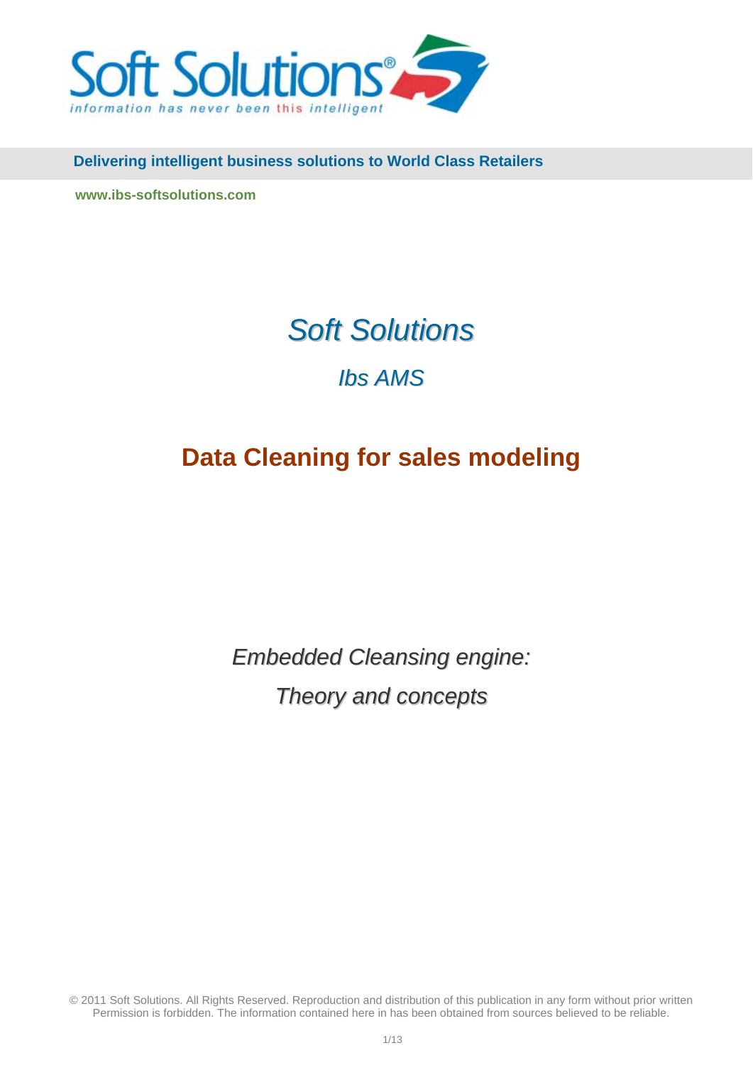Soft Solutions®

*information has never been this intelligent*

**Delivering intelligent business solutions to World Class Retailers**

**www.ibs-softsolutions.com**

# *Soft Solutions*

## *Ibs AMS*

# **Data Cleaning for sales modeling**

*Embedded Cleansing engine:*

*Theory and concepts*

© 2011 Soft Solutions. All Rights Reserved. Reproduction and distribution of this publication in any form without prior written Permission is forbidden. The information contained here in has been obtained from sources believed to be reliable.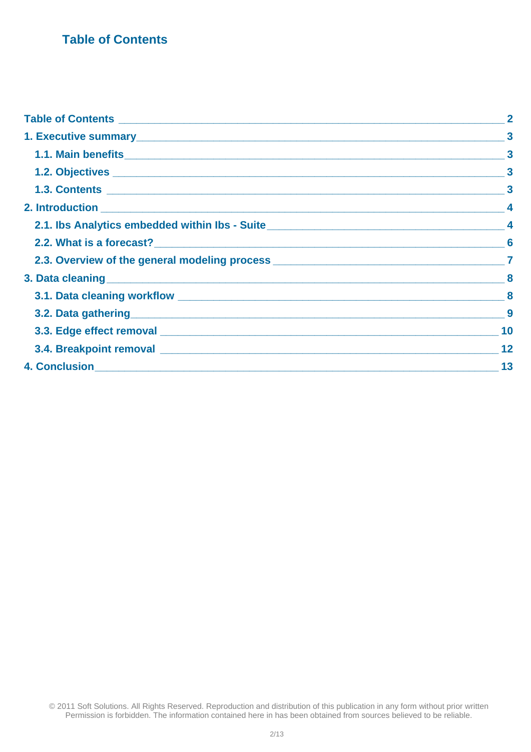# Table of Contents

| | |
|---|---|
| **Table of Contents** | **2** |
| **1. Executive summary** | **3** |
| **1.1. Main benefits** | **3** |
| **1.2. Objectives** | **3** |
| **1.3. Contents** | **3** |
| **2. Introduction** | **4** |
| **2.1. Ibs Analytics embedded within Ibs - Suite** | **4** |
| **2.2. What is a forecast?** | **6** |
| **2.3. Overview of the general modeling process** | **7** |
| **3. Data cleaning** | **8** |
| **3.1. Data cleaning workflow** | **8** |
| **3.2. Data gathering** | **9** |
| **3.3. Edge effect removal** | **10** |
| **3.4. Breakpoint removal** | **12** |
| **4. Conclusion** | **13** |

© 2011 Soft Solutions. All Rights Reserved. Reproduction and distribution of this publication in any form without prior written Permission is forbidden. The information contained here in has been obtained from sources believed to be reliable.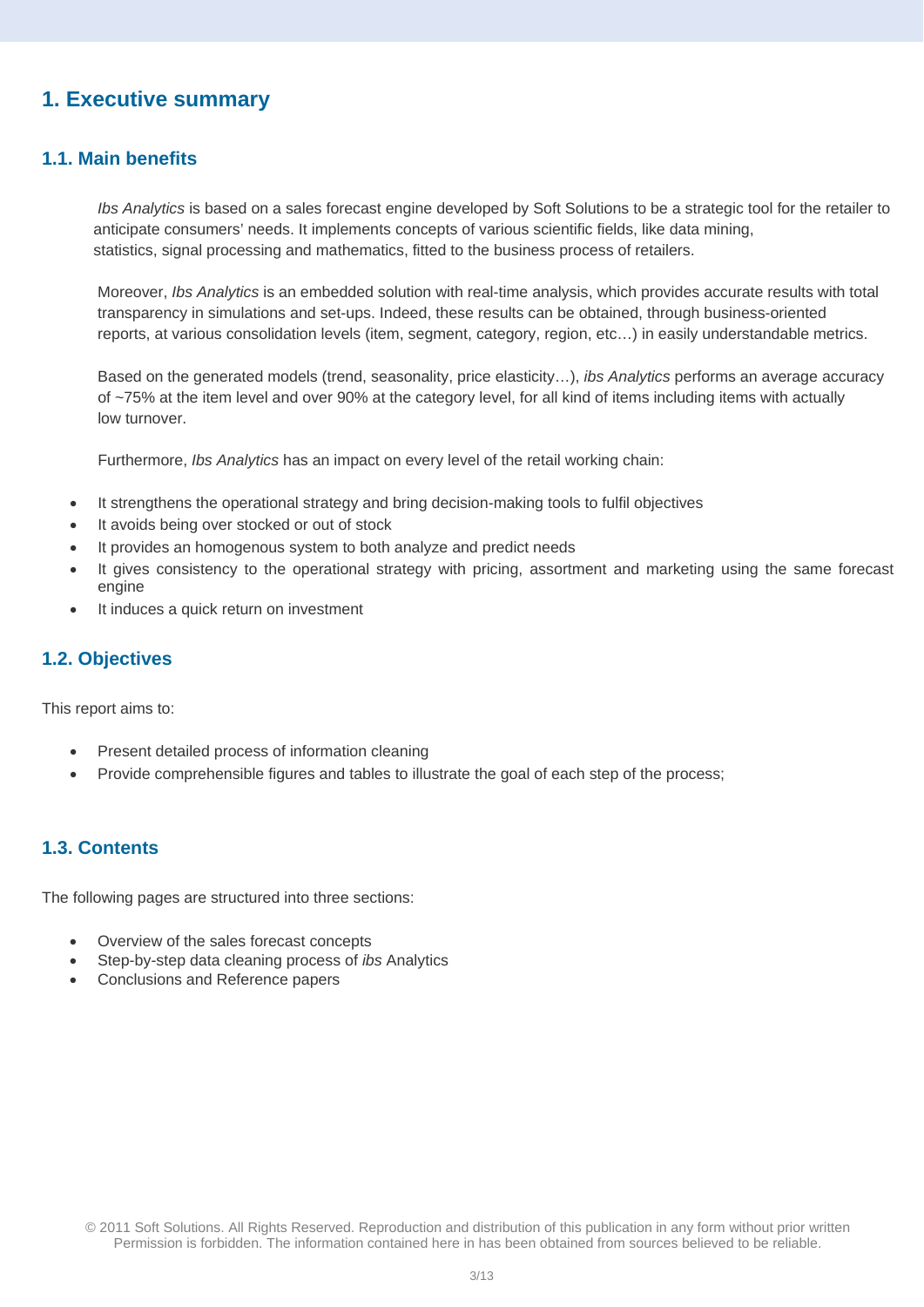# 1. Executive summary

## 1.1. Main benefits

*Ibs Analytics* is based on a sales forecast engine developed by Soft Solutions to be a strategic tool for the retailer to anticipate consumers' needs. It implements concepts of various scientific fields, like data mining, statistics, signal processing and mathematics, fitted to the business process of retailers.

Moreover, *Ibs Analytics* is an embedded solution with real-time analysis, which provides accurate results with total transparency in simulations and set-ups. Indeed, these results can be obtained, through business-oriented reports, at various consolidation levels (item, segment, category, region, etc…) in easily understandable metrics.

Based on the generated models (trend, seasonality, price elasticity…), *ibs Analytics* performs an average accuracy of ~75% at the item level and over 90% at the category level, for all kind of items including items with actually low turnover.

Furthermore, *Ibs Analytics* has an impact on every level of the retail working chain:

- It strengthens the operational strategy and bring decision-making tools to fulfil objectives
- It avoids being over stocked or out of stock
- It provides an homogenous system to both analyze and predict needs
- It gives consistency to the operational strategy with pricing, assortment and marketing using the same forecast engine
- It induces a quick return on investment

## 1.2. Objectives

This report aims to:

- Present detailed process of information cleaning
- Provide comprehensible figures and tables to illustrate the goal of each step of the process;

## 1.3. Contents

The following pages are structured into three sections:

- Overview of the sales forecast concepts
- Step-by-step data cleaning process of *ibs* Analytics
- Conclusions and Reference papers

© 2011 Soft Solutions. All Rights Reserved. Reproduction and distribution of this publication in any form without prior written Permission is forbidden. The information contained here in has been obtained from sources believed to be reliable.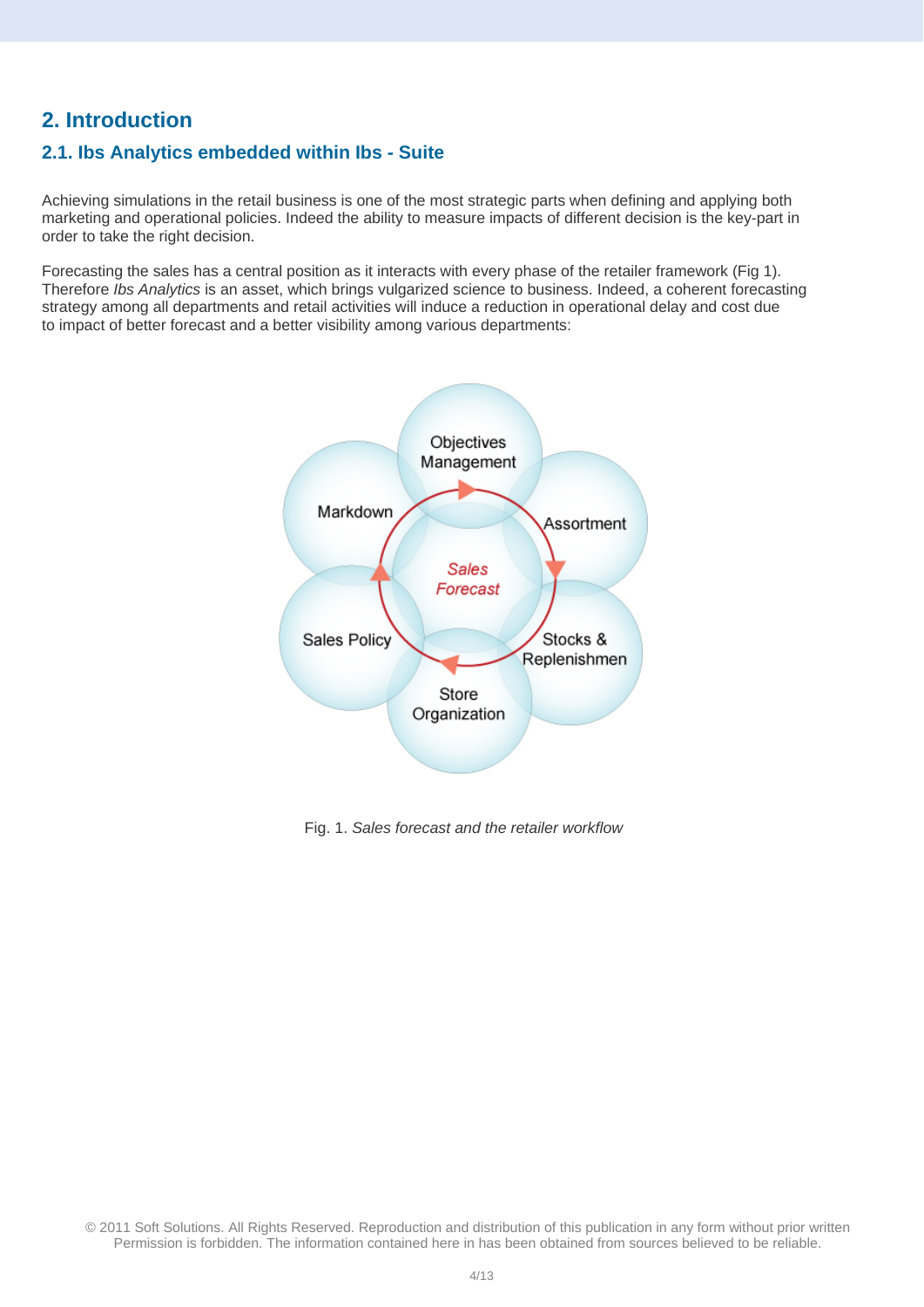## 2. Introduction

### 2.1. Ibs Analytics embedded within Ibs - Suite

Achieving simulations in the retail business is one of the most strategic parts when defining and applying both marketing and operational policies. Indeed the ability to measure impacts of different decision is the key-part in order to take the right decision.

Forecasting the sales has a central position as it interacts with every phase of the retailer framework (Fig 1). Therefore *Ibs Analytics* is an asset, which brings vulgarized science to business. Indeed, a coherent forecasting strategy among all departments and retail activities will induce a reduction in operational delay and cost due to impact of better forecast and a better visibility among various departments:

Objectives Management

Markdown

Assortment

*Sales Forecast*

Sales Policy

Stocks & Replenishmen

Store Organization

Fig. 1. *Sales forecast and the retailer workflow*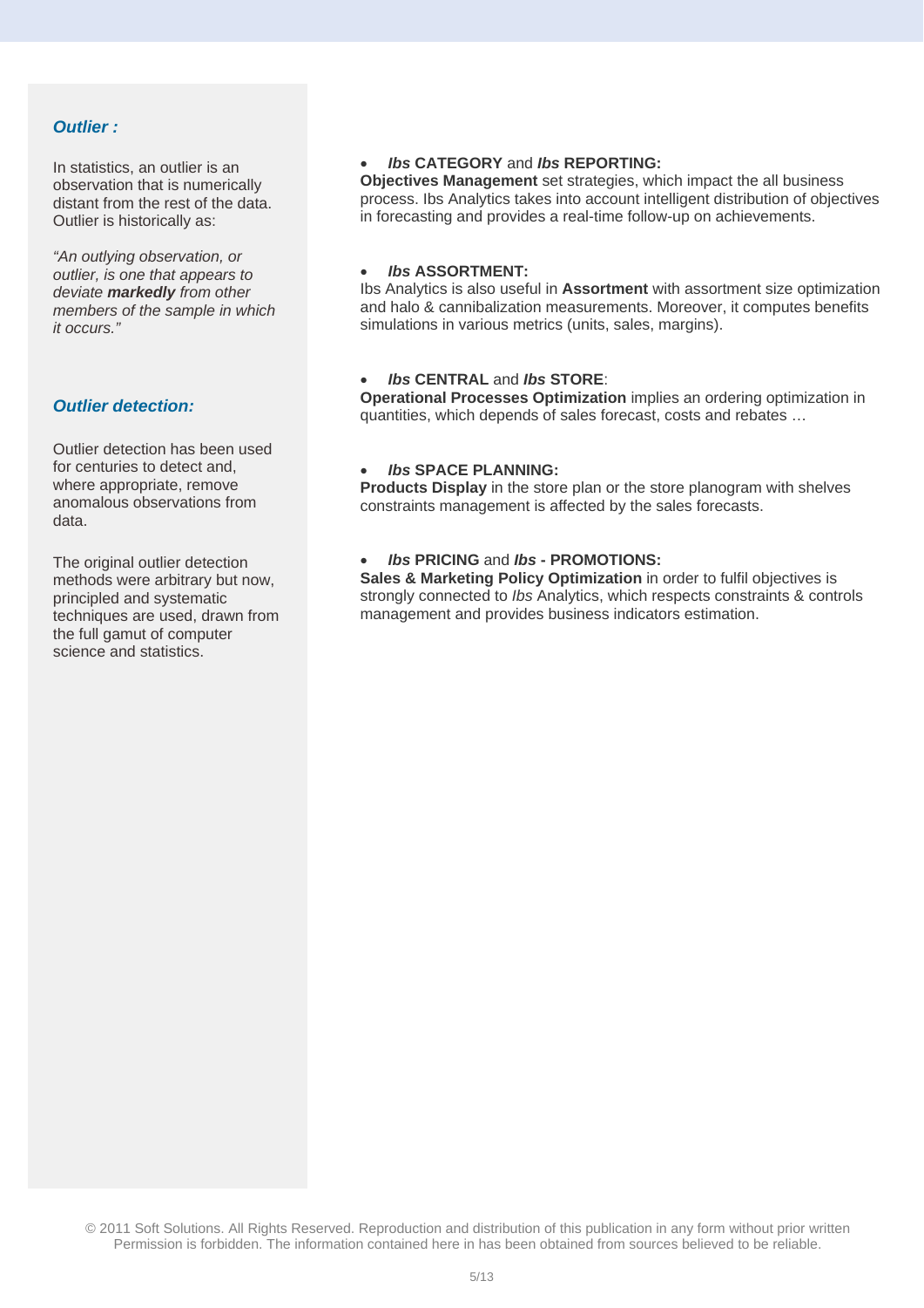### *Outlier :*

In statistics, an outlier is an observation that is numerically distant from the rest of the data. Outlier is historically as:

*"An outlying observation, or outlier, is one that appears to deviate* ***markedly*** *from other members of the sample in which it occurs."*

### *Outlier detection:*

Outlier detection has been used for centuries to detect and, where appropriate, remove anomalous observations from data.

The original outlier detection methods were arbitrary but now, principled and systematic techniques are used, drawn from the full gamut of computer science and statistics.

- ***Ibs*** **CATEGORY** and ***Ibs*** **REPORTING:**

**Objectives Management** set strategies, which impact the all business process. Ibs Analytics takes into account intelligent distribution of objectives in forecasting and provides a real-time follow-up on achievements.

- ***Ibs*** **ASSORTMENT:**

Ibs Analytics is also useful in **Assortment** with assortment size optimization and halo & cannibalization measurements. Moreover, it computes benefits simulations in various metrics (units, sales, margins).

- ***Ibs*** **CENTRAL** and ***Ibs*** **STORE**:

**Operational Processes Optimization** implies an ordering optimization in quantities, which depends of sales forecast, costs and rebates …

- ***Ibs*** **SPACE PLANNING:**

**Products Display** in the store plan or the store planogram with shelves constraints management is affected by the sales forecasts.

- ***Ibs*** **PRICING** and ***Ibs*** **- PROMOTIONS:**

**Sales & Marketing Policy Optimization** in order to fulfil objectives is strongly connected to *Ibs* Analytics, which respects constraints & controls management and provides business indicators estimation.

© 2011 Soft Solutions. All Rights Reserved. Reproduction and distribution of this publication in any form without prior written Permission is forbidden. The information contained here in has been obtained from sources believed to be reliable.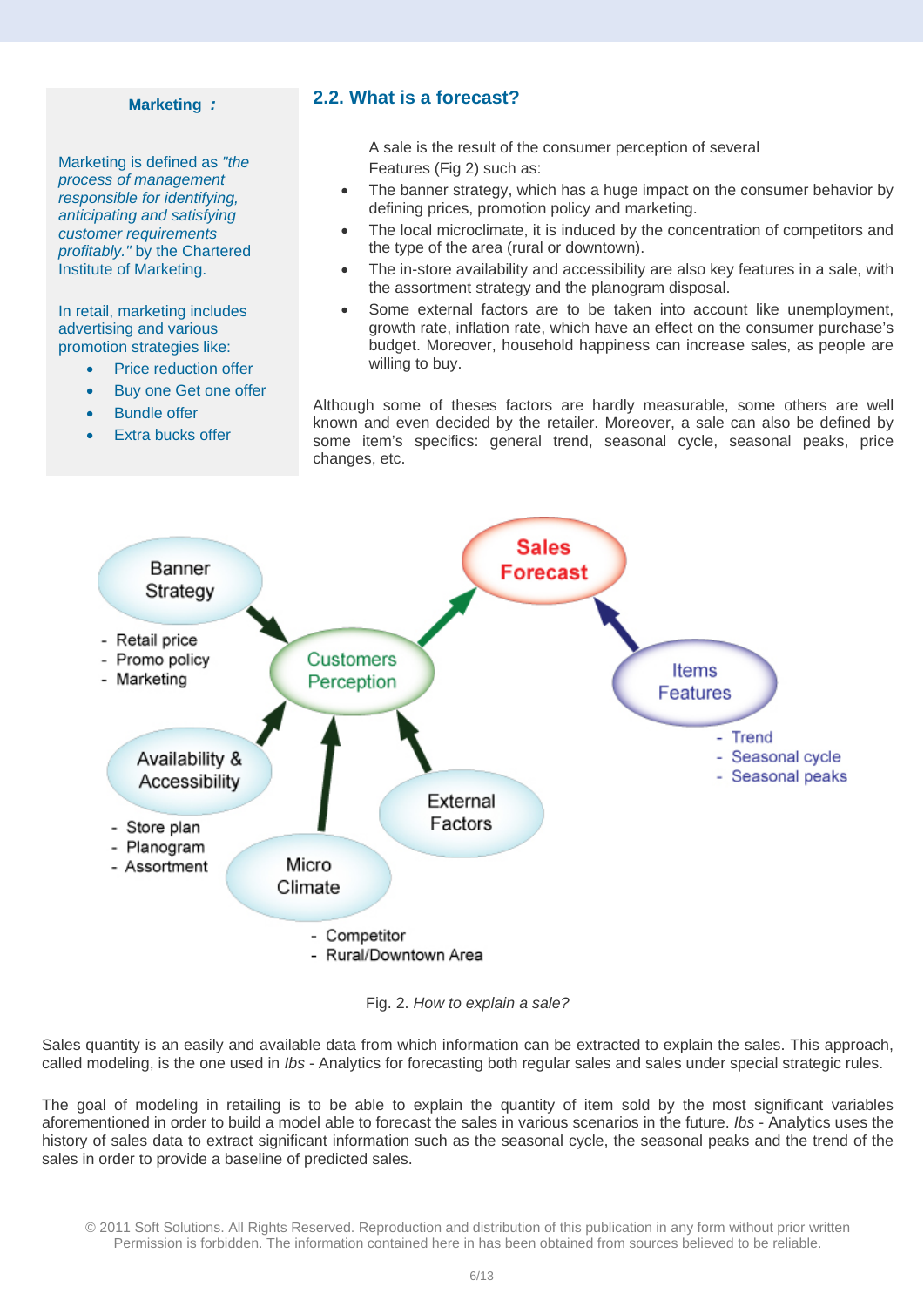**Marketing :**

Marketing is defined as *"the process of management responsible for identifying, anticipating and satisfying customer requirements profitably."* by the Chartered Institute of Marketing.

In retail, marketing includes advertising and various promotion strategies like:

- Price reduction offer
- Buy one Get one offer
- Bundle offer
- Extra bucks offer

## 2.2. What is a forecast?

A sale is the result of the consumer perception of several Features (Fig 2) such as:

- The banner strategy, which has a huge impact on the consumer behavior by defining prices, promotion policy and marketing.
- The local microclimate, it is induced by the concentration of competitors and the type of the area (rural or downtown).
- The in-store availability and accessibility are also key features in a sale, with the assortment strategy and the planogram disposal.
- Some external factors are to be taken into account like unemployment, growth rate, inflation rate, which have an effect on the consumer purchase's budget. Moreover, household happiness can increase sales, as people are willing to buy.

Although some of theses factors are hardly measurable, some others are well known and even decided by the retailer. Moreover, a sale can also be defined by some item's specifics: general trend, seasonal cycle, seasonal peaks, price changes, etc.

Banner Strategy
- Retail price
- Promo policy
- Marketing

Customers Perception

Sales Forecast

Items Features
- Trend
- Seasonal cycle
- Seasonal peaks

Availability & Accessibility
- Store plan
- Planogram
- Assortment

External Factors

Micro Climate
- Competitor
- Rural/Downtown Area

Fig. 2. *How to explain a sale?*

Sales quantity is an easily and available data from which information can be extracted to explain the sales. This approach, called modeling, is the one used in *Ibs* - Analytics for forecasting both regular sales and sales under special strategic rules.

The goal of modeling in retailing is to be able to explain the quantity of item sold by the most significant variables aforementioned in order to build a model able to forecast the sales in various scenarios in the future. *Ibs* - Analytics uses the history of sales data to extract significant information such as the seasonal cycle, the seasonal peaks and the trend of the sales in order to provide a baseline of predicted sales.

© 2011 Soft Solutions. All Rights Reserved. Reproduction and distribution of this publication in any form without prior written Permission is forbidden. The information contained here in has been obtained from sources believed to be reliable.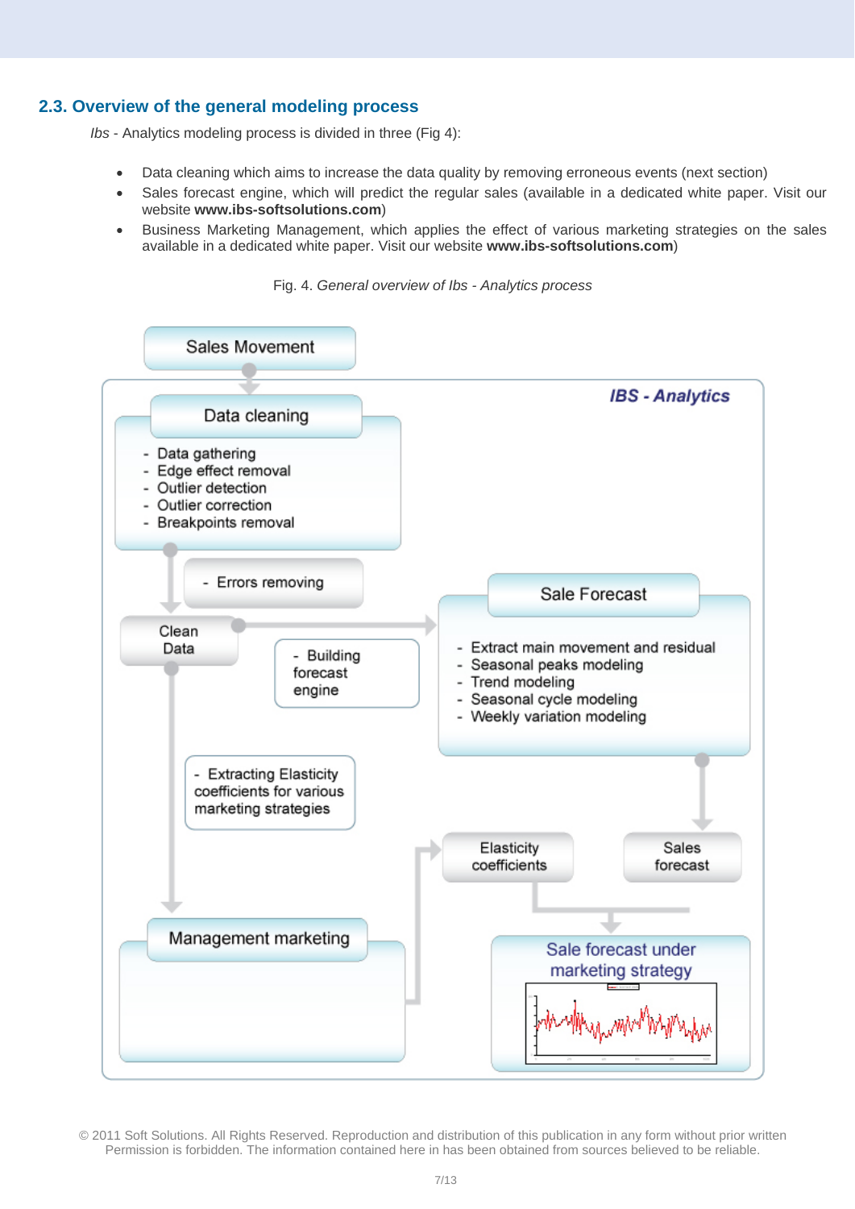## 2.3. Overview of the general modeling process

*Ibs* - Analytics modeling process is divided in three (Fig 4):

- Data cleaning which aims to increase the data quality by removing erroneous events (next section)
- Sales forecast engine, which will predict the regular sales (available in a dedicated white paper. Visit our website **www.ibs-softsolutions.com**)
- Business Marketing Management, which applies the effect of various marketing strategies on the sales available in a dedicated white paper. Visit our website **www.ibs-softsolutions.com**)

Fig. 4. *General overview of Ibs - Analytics process*

Sales Movement

*IBS - Analytics*

Data cleaning
- Data gathering
- Edge effect removal
- Outlier detection
- Outlier correction
- Breakpoints removal

- Errors removing

Clean Data

- Building forecast engine

Sale Forecast
- Extract main movement and residual
- Seasonal peaks modeling
- Trend modeling
- Seasonal cycle modeling
- Weekly variation modeling

- Extracting Elasticity coefficients for various marketing strategies

Elasticity coefficients

Sales forecast

Management marketing

Sale forecast under marketing strategy

© 2011 Soft Solutions. All Rights Reserved. Reproduction and distribution of this publication in any form without prior written Permission is forbidden. The information contained here in has been obtained from sources believed to be reliable.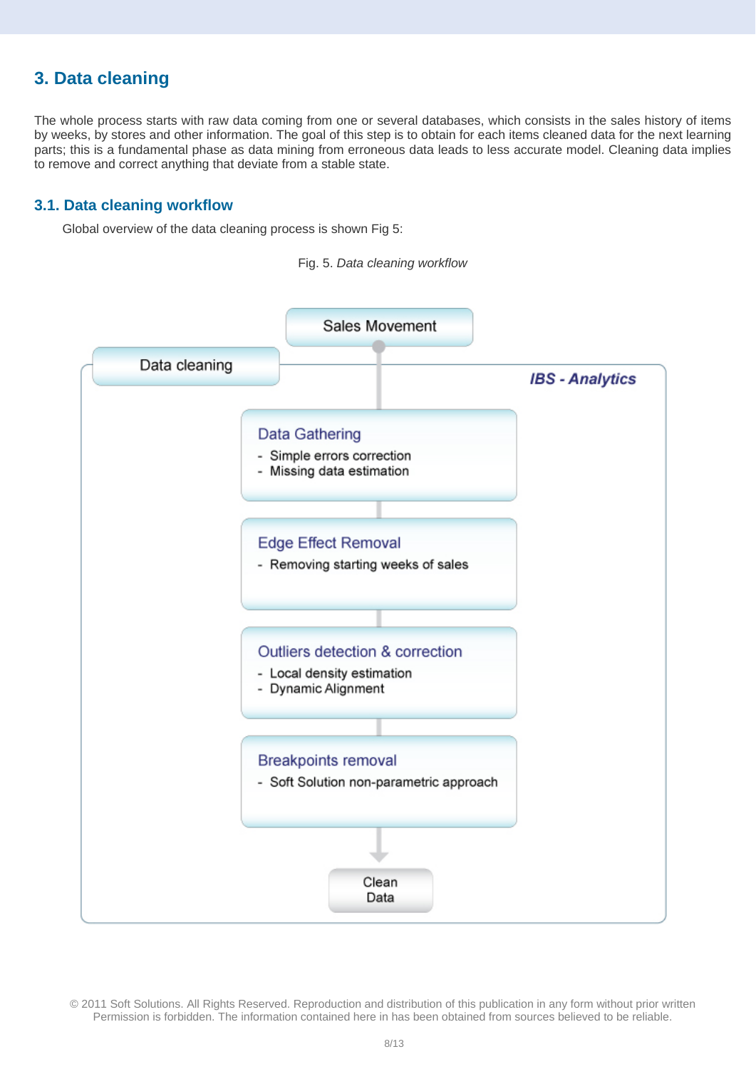## 3. Data cleaning

The whole process starts with raw data coming from one or several databases, which consists in the sales history of items by weeks, by stores and other information. The goal of this step is to obtain for each items cleaned data for the next learning parts; this is a fundamental phase as data mining from erroneous data leads to less accurate model. Cleaning data implies to remove and correct anything that deviate from a stable state.

### 3.1. Data cleaning workflow

Global overview of the data cleaning process is shown Fig 5:

Fig. 5. *Data cleaning workflow*

Sales Movement

Data cleaning

*IBS - Analytics*

**Data Gathering**
- Simple errors correction
- Missing data estimation

**Edge Effect Removal**
- Removing starting weeks of sales

**Outliers detection & correction**
- Local density estimation
- Dynamic Alignment

**Breakpoints removal**
- Soft Solution non-parametric approach

Clean Data

© 2011 Soft Solutions. All Rights Reserved. Reproduction and distribution of this publication in any form without prior written Permission is forbidden. The information contained here in has been obtained from sources believed to be reliable.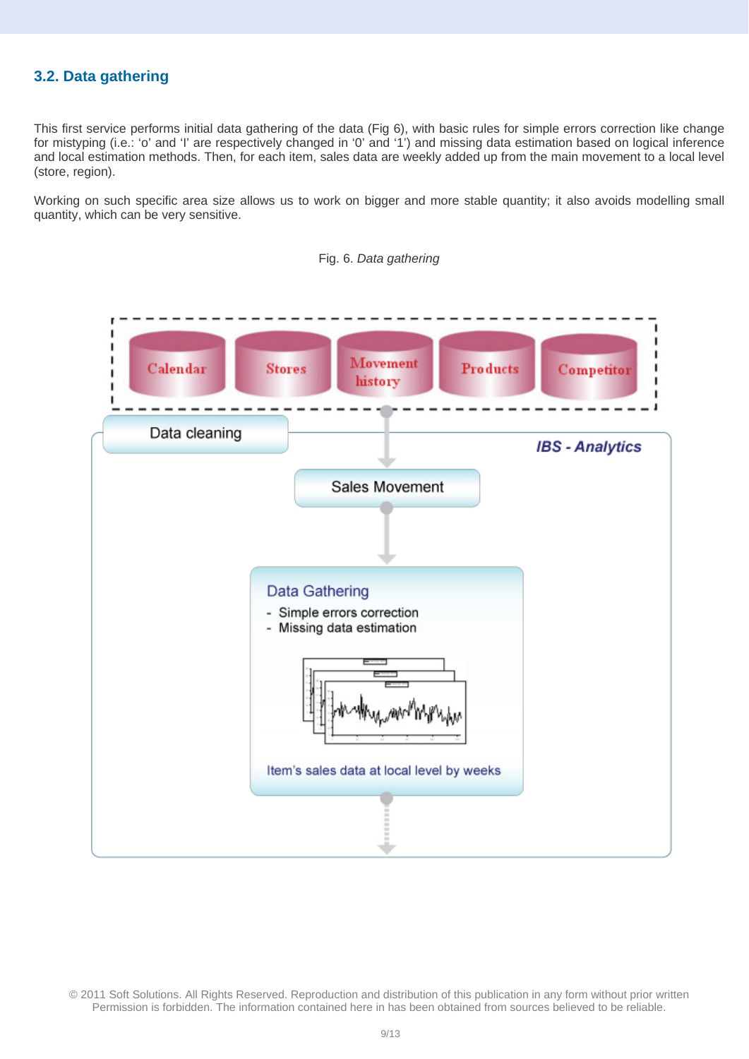### 3.2. Data gathering

This first service performs initial data gathering of the data (Fig 6), with basic rules for simple errors correction like change for mistyping (i.e.: 'o' and 'l' are respectively changed in '0' and '1') and missing data estimation based on logical inference and local estimation methods. Then, for each item, sales data are weekly added up from the main movement to a local level (store, region).

Working on such specific area size allows us to work on bigger and more stable quantity; it also avoids modelling small quantity, which can be very sensitive.

Fig. 6. *Data gathering*

Calendar | Stores | Movement history | Products | Competitor

Data cleaning

IBS - Analytics

Sales Movement

Data Gathering
- Simple errors correction
- Missing data estimation

Item's sales data at local level by weeks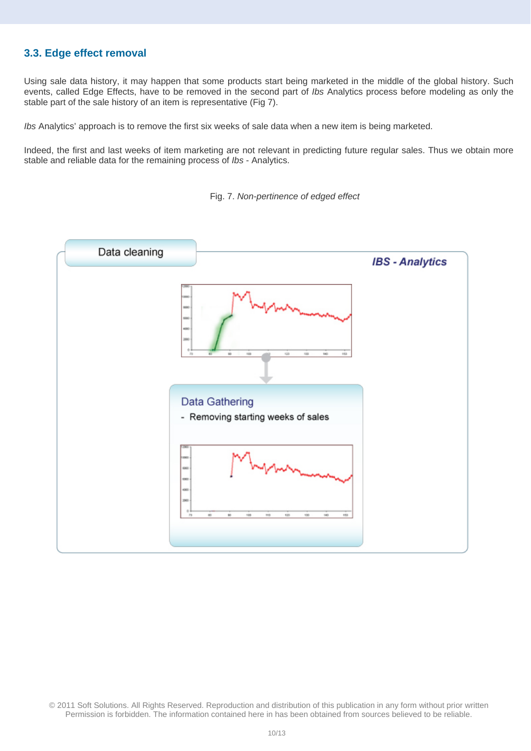### 3.3. Edge effect removal

Using sale data history, it may happen that some products start being marketed in the middle of the global history. Such events, called Edge Effects, have to be removed in the second part of *Ibs* Analytics process before modeling as only the stable part of the sale history of an item is representative (Fig 7).

*Ibs* Analytics' approach is to remove the first six weeks of sale data when a new item is being marketed.

Indeed, the first and last weeks of item marketing are not relevant in predicting future regular sales. Thus we obtain more stable and reliable data for the remaining process of *Ibs* - Analytics.

Fig. 7. *Non-pertinence of edged effect*

Data cleaning

*IBS - Analytics*

Data Gathering

- Removing starting weeks of sales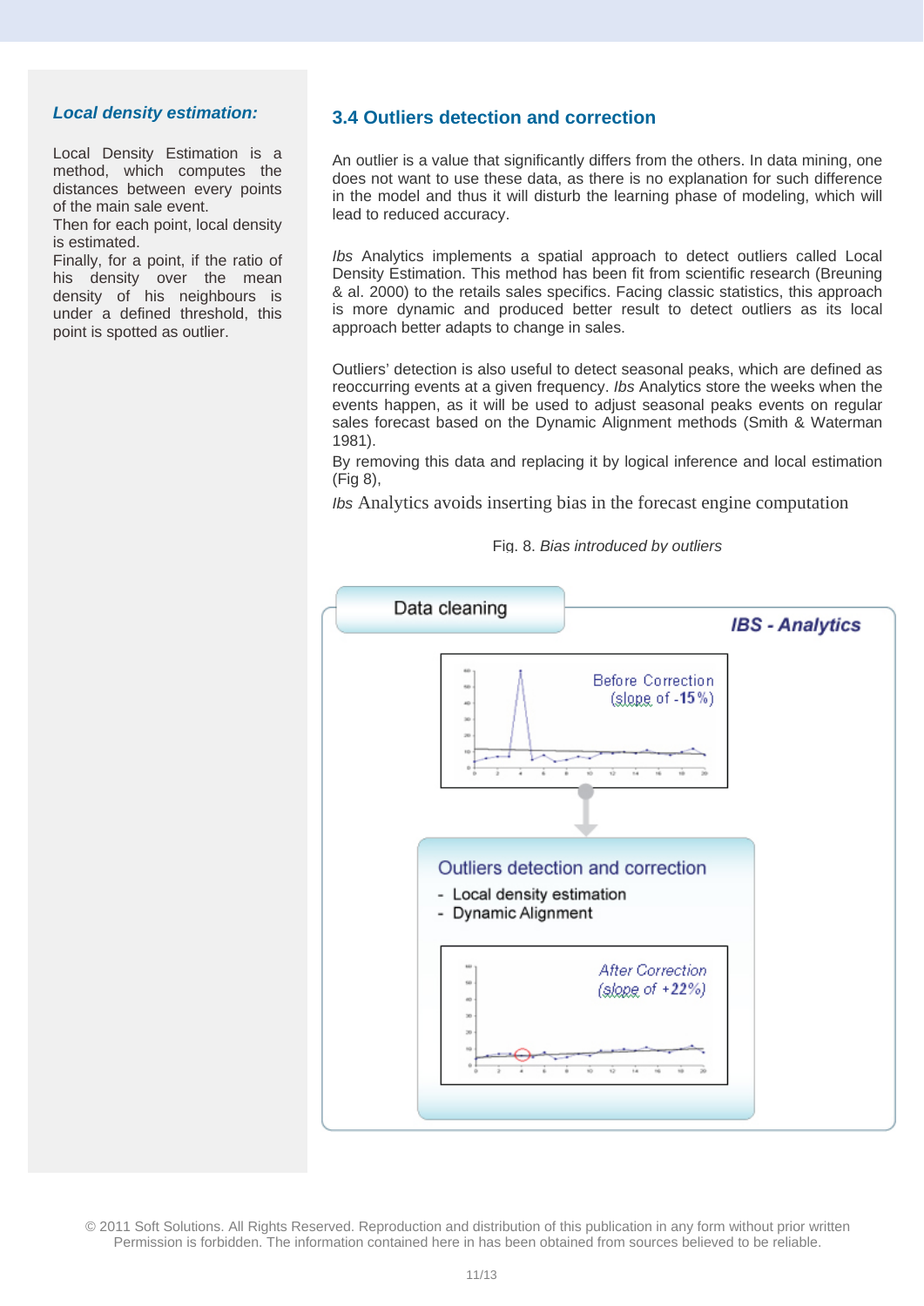## 3.4 Outliers detection and correction

An outlier is a value that significantly differs from the others. In data mining, one does not want to use these data, as there is no explanation for such difference in the model and thus it will disturb the learning phase of modeling, which will lead to reduced accuracy.

*Ibs* Analytics implements a spatial approach to detect outliers called Local Density Estimation. This method has been fit from scientific research (Breuning & al. 2000) to the retails sales specifics. Facing classic statistics, this approach is more dynamic and produced better result to detect outliers as its local approach better adapts to change in sales.

Outliers' detection is also useful to detect seasonal peaks, which are defined as reoccurring events at a given frequency. *Ibs* Analytics store the weeks when the events happen, as it will be used to adjust seasonal peaks events on regular sales forecast based on the Dynamic Alignment methods (Smith & Waterman 1981).

By removing this data and replacing it by logical inference and local estimation (Fig 8),

*Ibs* Analytics avoids inserting bias in the forecast engine computation

Fig. 8. *Bias introduced by outliers*

Data cleaning

*IBS - Analytics*

Before Correction (slope of -15%)

Outliers detection and correction

- Local density estimation
- Dynamic Alignment

*After Correction (slope of +22%)*

### *Local density estimation:*

Local Density Estimation is a method, which computes the distances between every points of the main sale event.
Then for each point, local density is estimated.
Finally, for a point, if the ratio of his density over the mean density of his neighbours is under a defined threshold, this point is spotted as outlier.

© 2011 Soft Solutions. All Rights Reserved. Reproduction and distribution of this publication in any form without prior written Permission is forbidden. The information contained here in has been obtained from sources believed to be reliable.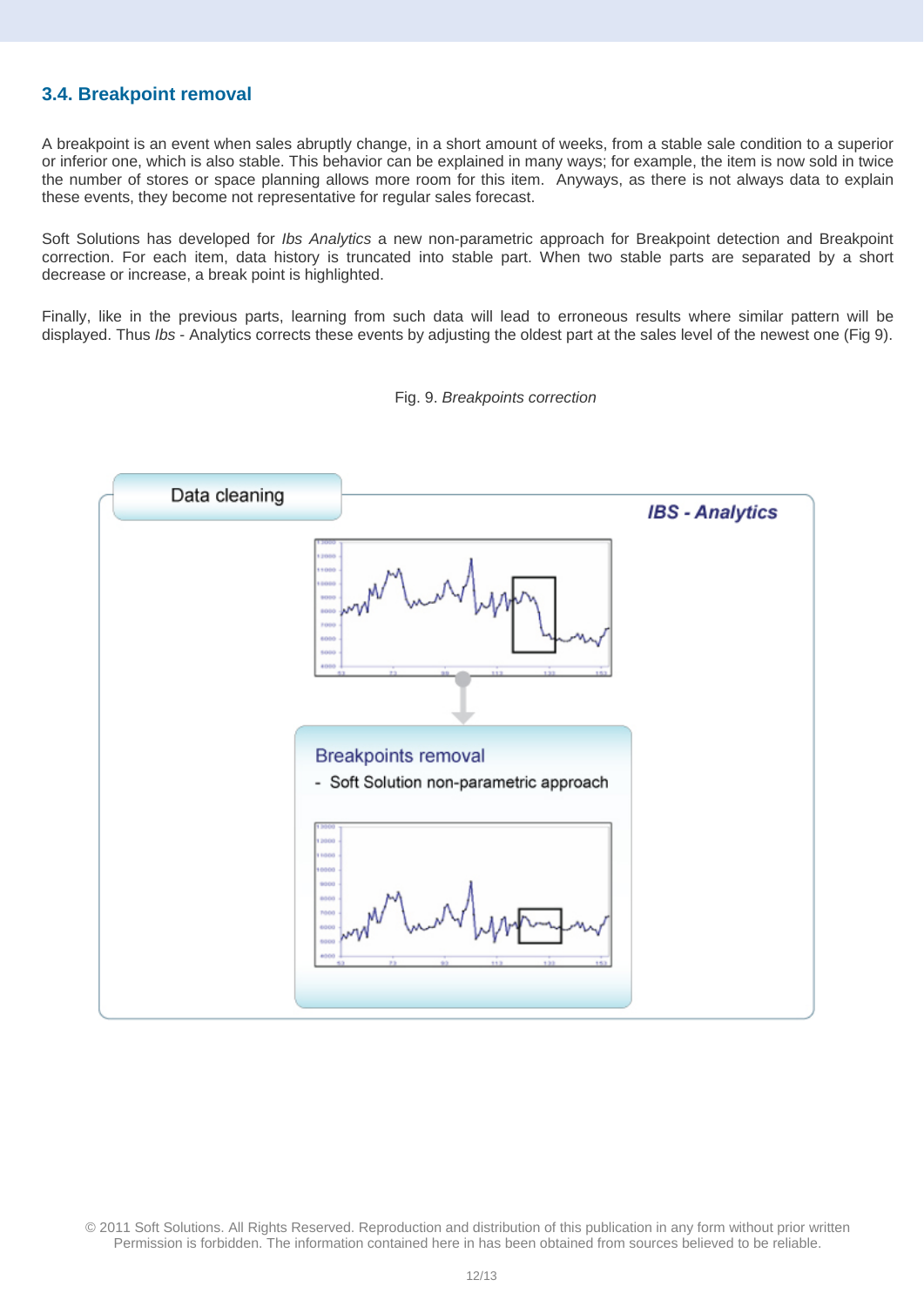## 3.4. Breakpoint removal

A breakpoint is an event when sales abruptly change, in a short amount of weeks, from a stable sale condition to a superior or inferior one, which is also stable. This behavior can be explained in many ways; for example, the item is now sold in twice the number of stores or space planning allows more room for this item. Anyways, as there is not always data to explain these events, they become not representative for regular sales forecast.

Soft Solutions has developed for *Ibs Analytics* a new non-parametric approach for Breakpoint detection and Breakpoint correction. For each item, data history is truncated into stable part. When two stable parts are separated by a short decrease or increase, a break point is highlighted.

Finally, like in the previous parts, learning from such data will lead to erroneous results where similar pattern will be displayed. Thus *Ibs* - Analytics corrects these events by adjusting the oldest part at the sales level of the newest one (Fig 9).

Fig. 9. *Breakpoints correction*

Data cleaning

*IBS - Analytics*

Breakpoints removal

- Soft Solution non-parametric approach

© 2011 Soft Solutions. All Rights Reserved. Reproduction and distribution of this publication in any form without prior written Permission is forbidden. The information contained here in has been obtained from sources believed to be reliable.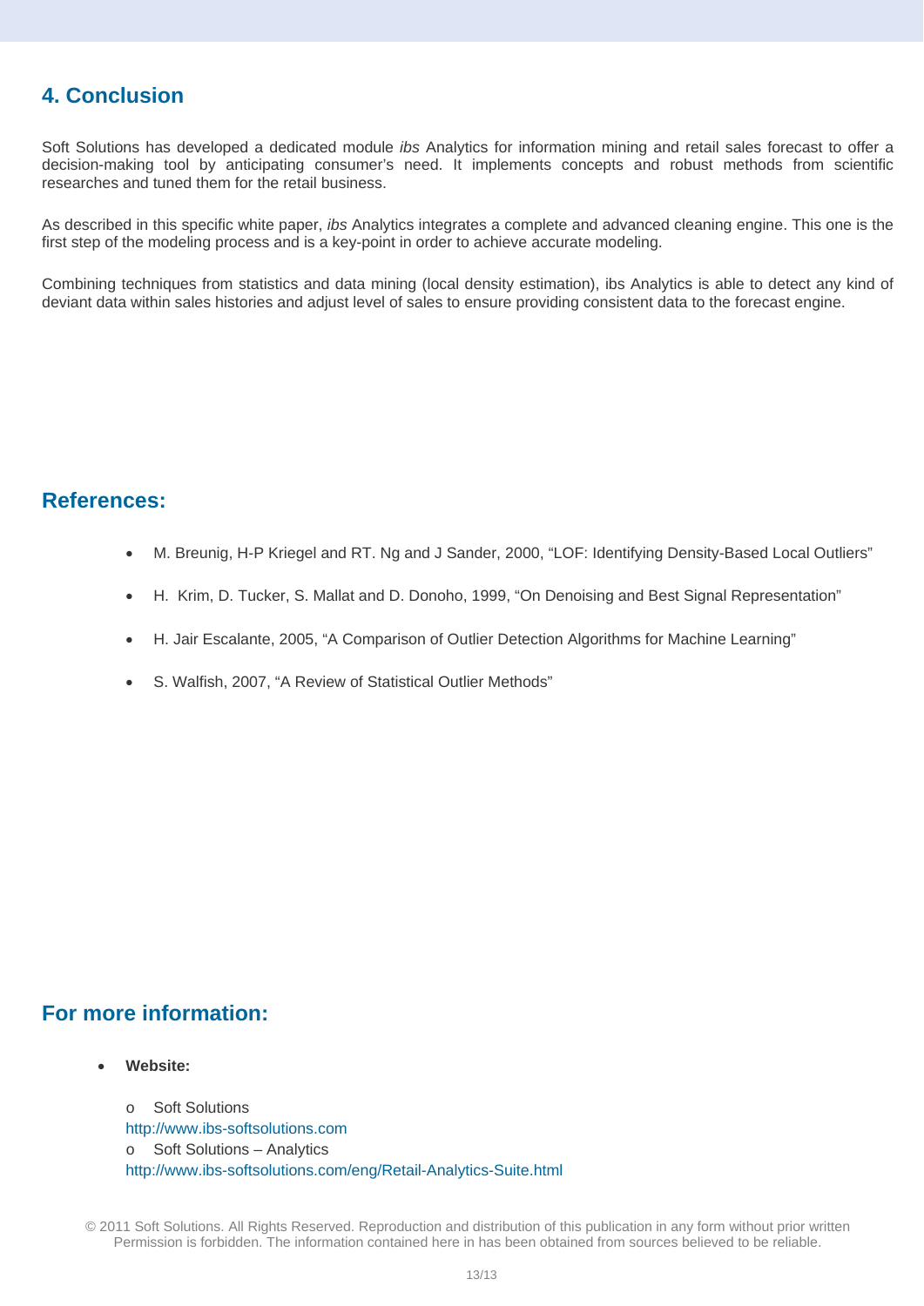## 4. Conclusion

Soft Solutions has developed a dedicated module *ibs* Analytics for information mining and retail sales forecast to offer a decision-making tool by anticipating consumer's need. It implements concepts and robust methods from scientific researches and tuned them for the retail business.

As described in this specific white paper, *ibs* Analytics integrates a complete and advanced cleaning engine. This one is the first step of the modeling process and is a key-point in order to achieve accurate modeling.

Combining techniques from statistics and data mining (local density estimation), ibs Analytics is able to detect any kind of deviant data within sales histories and adjust level of sales to ensure providing consistent data to the forecast engine.

## References:

- M. Breunig, H-P Kriegel and RT. Ng and J Sander, 2000, "LOF: Identifying Density-Based Local Outliers"
- H. Krim, D. Tucker, S. Mallat and D. Donoho, 1999, "On Denoising and Best Signal Representation"
- H. Jair Escalante, 2005, "A Comparison of Outlier Detection Algorithms for Machine Learning"
- S. Walfish, 2007, "A Review of Statistical Outlier Methods"

## For more information:

- **Website:**
  - Soft Solutions
    http://www.ibs-softsolutions.com
  - Soft Solutions – Analytics
    http://www.ibs-softsolutions.com/eng/Retail-Analytics-Suite.html

© 2011 Soft Solutions. All Rights Reserved. Reproduction and distribution of this publication in any form without prior written Permission is forbidden. The information contained here in has been obtained from sources believed to be reliable.